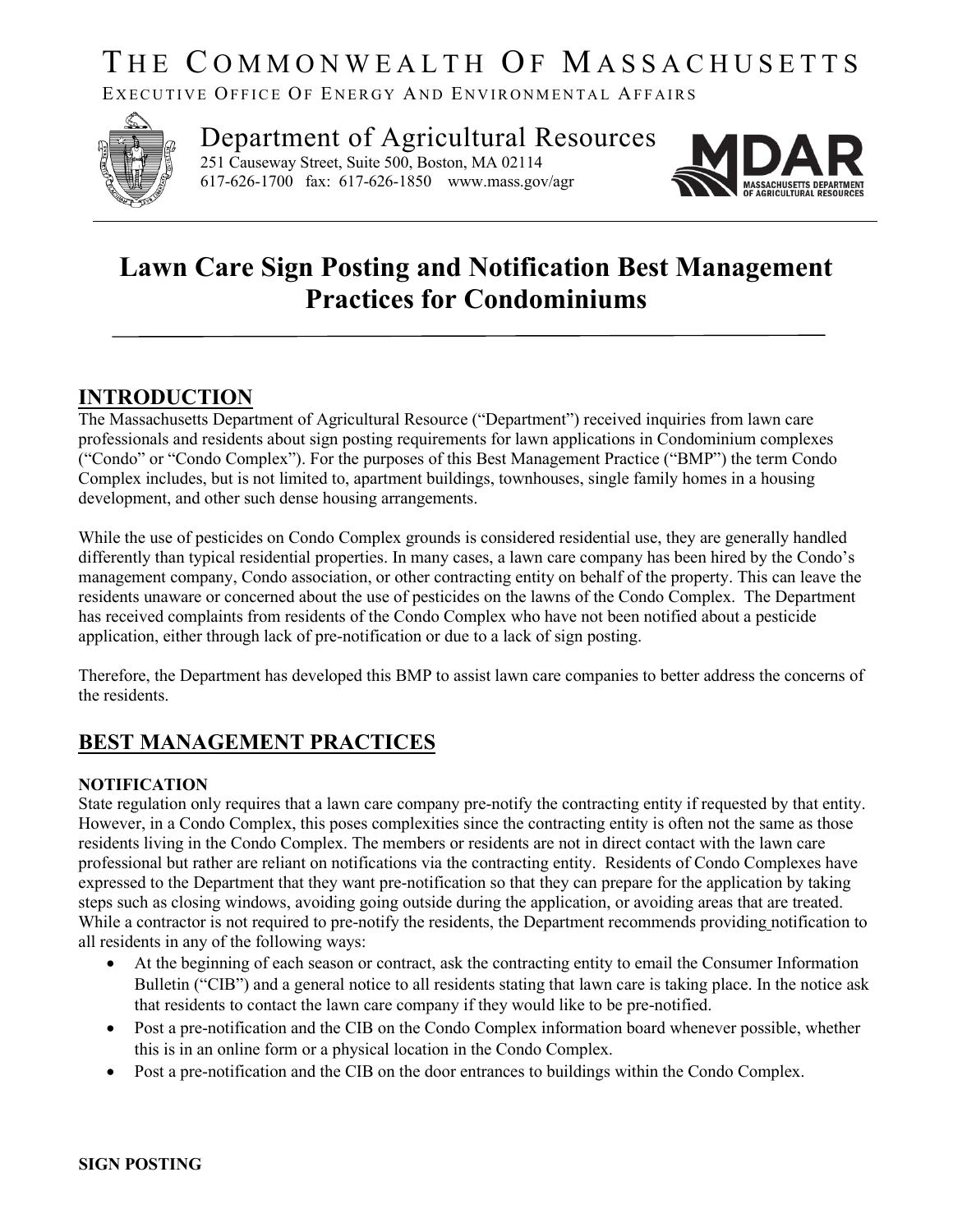# The Commonwealth Of Massachusetts

Executive Office Of Energy And Environmental Affairs

## Department of Agricultural Resources

251 Causeway Street, Suite 500, Boston, MA 02114
617-626-1700 fax: 617-626-1850 www.mass.gov/agr

MDAR MASSACHUSETTS DEPARTMENT OF AGRICULTURAL RESOURCES

# Lawn Care Sign Posting and Notification Best Management Practices for Condominiums

## INTRODUCTION

The Massachusetts Department of Agricultural Resource ("Department") received inquiries from lawn care professionals and residents about sign posting requirements for lawn applications in Condominium complexes ("Condo" or "Condo Complex"). For the purposes of this Best Management Practice ("BMP") the term Condo Complex includes, but is not limited to, apartment buildings, townhouses, single family homes in a housing development, and other such dense housing arrangements.

While the use of pesticides on Condo Complex grounds is considered residential use, they are generally handled differently than typical residential properties. In many cases, a lawn care company has been hired by the Condo's management company, Condo association, or other contracting entity on behalf of the property. This can leave the residents unaware or concerned about the use of pesticides on the lawns of the Condo Complex. The Department has received complaints from residents of the Condo Complex who have not been notified about a pesticide application, either through lack of pre-notification or due to a lack of sign posting.

Therefore, the Department has developed this BMP to assist lawn care companies to better address the concerns of the residents.

## BEST MANAGEMENT PRACTICES

### NOTIFICATION

State regulation only requires that a lawn care company pre-notify the contracting entity if requested by that entity. However, in a Condo Complex, this poses complexities since the contracting entity is often not the same as those residents living in the Condo Complex. The members or residents are not in direct contact with the lawn care professional but rather are reliant on notifications via the contracting entity. Residents of Condo Complexes have expressed to the Department that they want pre-notification so that they can prepare for the application by taking steps such as closing windows, avoiding going outside during the application, or avoiding areas that are treated. While a contractor is not required to pre-notify the residents, the Department recommends providing notification to all residents in any of the following ways:

- At the beginning of each season or contract, ask the contracting entity to email the Consumer Information Bulletin ("CIB") and a general notice to all residents stating that lawn care is taking place. In the notice ask that residents to contact the lawn care company if they would like to be pre-notified.
- Post a pre-notification and the CIB on the Condo Complex information board whenever possible, whether this is in an online form or a physical location in the Condo Complex.
- Post a pre-notification and the CIB on the door entrances to buildings within the Condo Complex.

### SIGN POSTING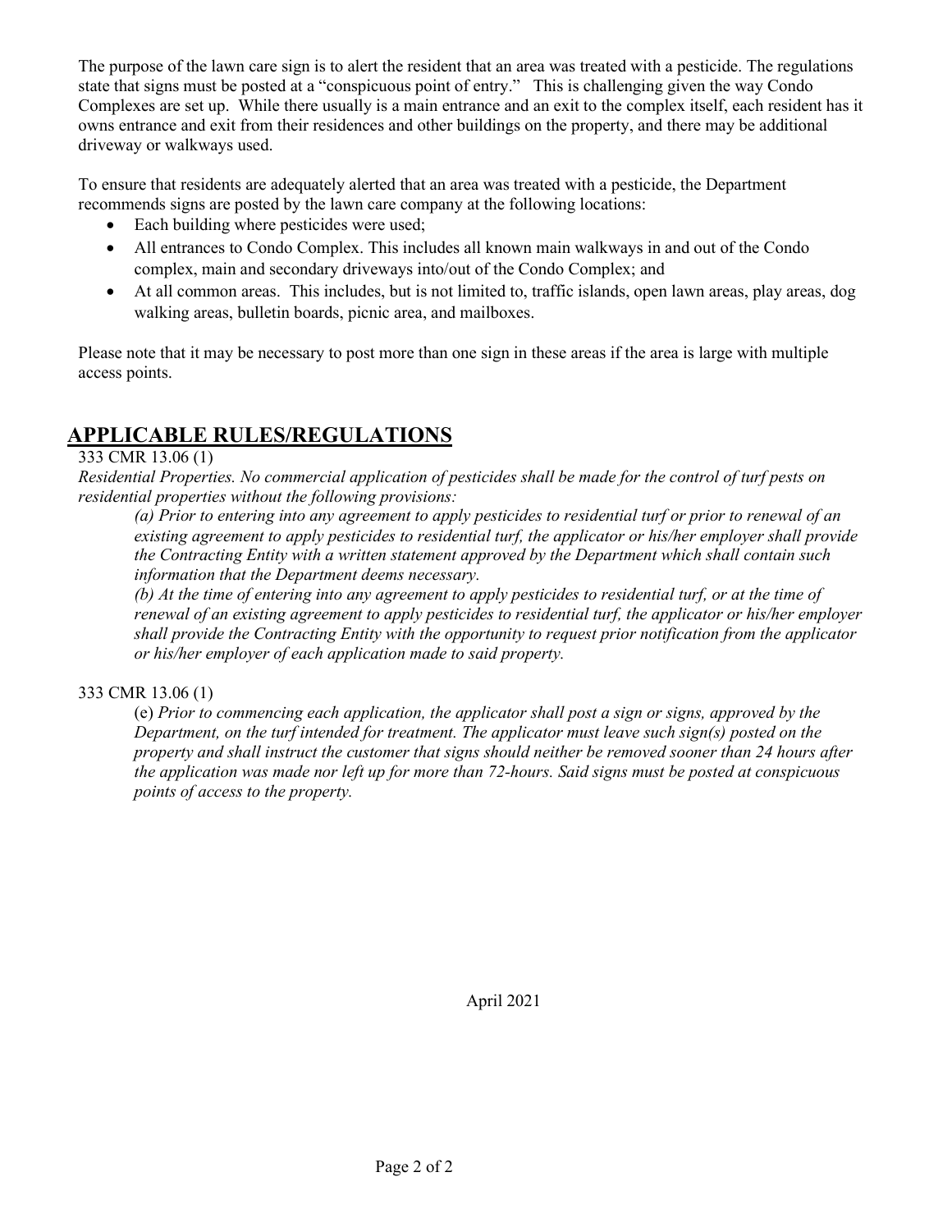The purpose of the lawn care sign is to alert the resident that an area was treated with a pesticide. The regulations state that signs must be posted at a "conspicuous point of entry." This is challenging given the way Condo Complexes are set up. While there usually is a main entrance and an exit to the complex itself, each resident has it owns entrance and exit from their residences and other buildings on the property, and there may be additional driveway or walkways used.

To ensure that residents are adequately alerted that an area was treated with a pesticide, the Department recommends signs are posted by the lawn care company at the following locations:

- Each building where pesticides were used;
- All entrances to Condo Complex. This includes all known main walkways in and out of the Condo complex, main and secondary driveways into/out of the Condo Complex; and
- At all common areas. This includes, but is not limited to, traffic islands, open lawn areas, play areas, dog walking areas, bulletin boards, picnic area, and mailboxes.

Please note that it may be necessary to post more than one sign in these areas if the area is large with multiple access points.

## APPLICABLE RULES/REGULATIONS

333 CMR 13.06 (1)

*Residential Properties. No commercial application of pesticides shall be made for the control of turf pests on residential properties without the following provisions:*

> *(a) Prior to entering into any agreement to apply pesticides to residential turf or prior to renewal of an existing agreement to apply pesticides to residential turf, the applicator or his/her employer shall provide the Contracting Entity with a written statement approved by the Department which shall contain such information that the Department deems necessary.*
>
> *(b) At the time of entering into any agreement to apply pesticides to residential turf, or at the time of renewal of an existing agreement to apply pesticides to residential turf, the applicator or his/her employer shall provide the Contracting Entity with the opportunity to request prior notification from the applicator or his/her employer of each application made to said property.*

333 CMR 13.06 (1)

> (e) *Prior to commencing each application, the applicator shall post a sign or signs, approved by the Department, on the turf intended for treatment. The applicator must leave such sign(s) posted on the property and shall instruct the customer that signs should neither be removed sooner than 24 hours after the application was made nor left up for more than 72-hours. Said signs must be posted at conspicuous points of access to the property.*

April 2021